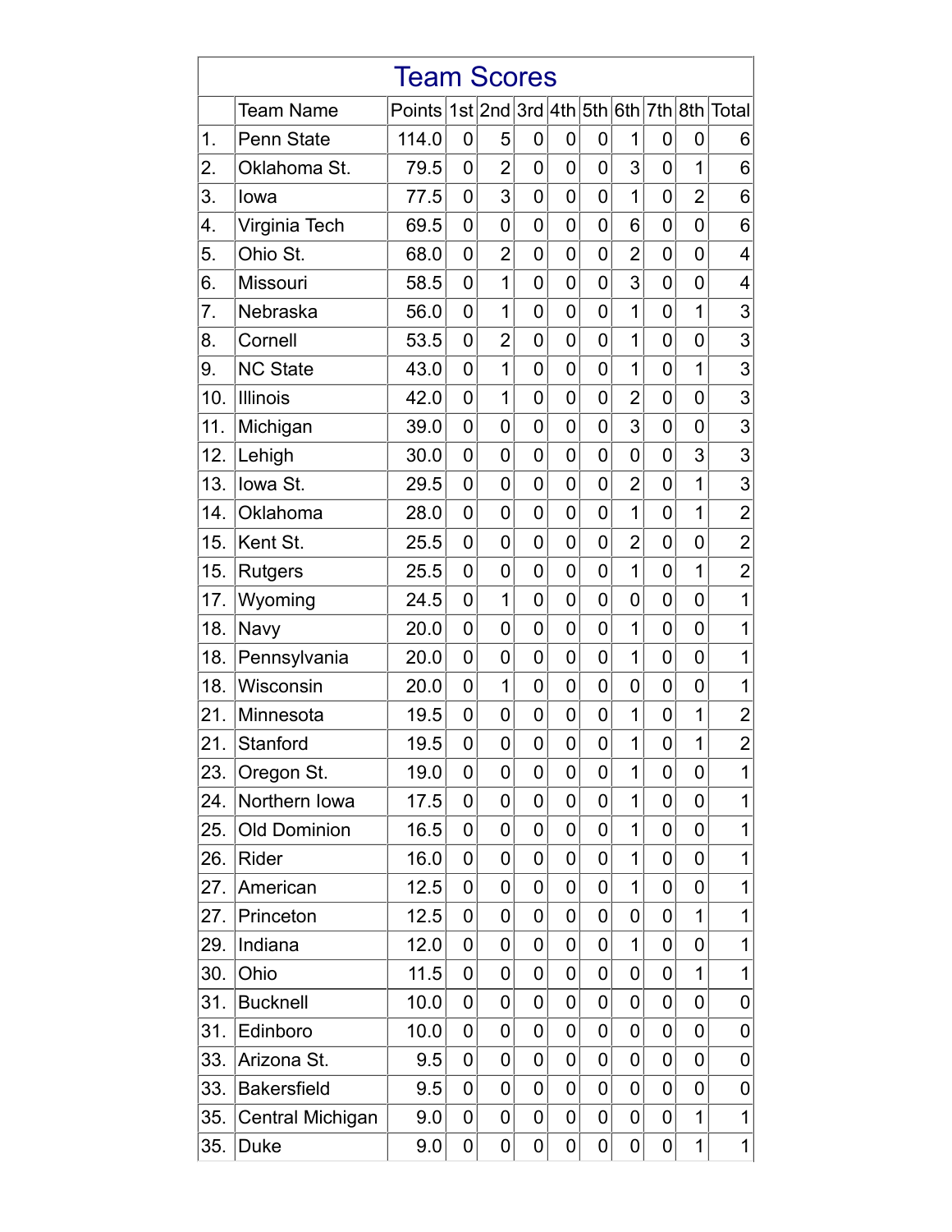# Team Scores

| | Team Name | Points | 1st | 2nd | 3rd | 4th | 5th | 6th | 7th | 8th | Total |
|---|---|---|---|---|---|---|---|---|---|---|---|
| 1. | Penn State | 114.0 | 0 | 5 | 0 | 0 | 0 | 1 | 0 | 0 | 6 |
| 2. | Oklahoma St. | 79.5 | 0 | 2 | 0 | 0 | 0 | 3 | 0 | 1 | 6 |
| 3. | Iowa | 77.5 | 0 | 3 | 0 | 0 | 0 | 1 | 0 | 2 | 6 |
| 4. | Virginia Tech | 69.5 | 0 | 0 | 0 | 0 | 0 | 6 | 0 | 0 | 6 |
| 5. | Ohio St. | 68.0 | 0 | 2 | 0 | 0 | 0 | 2 | 0 | 0 | 4 |
| 6. | Missouri | 58.5 | 0 | 1 | 0 | 0 | 0 | 3 | 0 | 0 | 4 |
| 7. | Nebraska | 56.0 | 0 | 1 | 0 | 0 | 0 | 1 | 0 | 1 | 3 |
| 8. | Cornell | 53.5 | 0 | 2 | 0 | 0 | 0 | 1 | 0 | 0 | 3 |
| 9. | NC State | 43.0 | 0 | 1 | 0 | 0 | 0 | 1 | 0 | 1 | 3 |
| 10. | Illinois | 42.0 | 0 | 1 | 0 | 0 | 0 | 2 | 0 | 0 | 3 |
| 11. | Michigan | 39.0 | 0 | 0 | 0 | 0 | 0 | 3 | 0 | 0 | 3 |
| 12. | Lehigh | 30.0 | 0 | 0 | 0 | 0 | 0 | 0 | 0 | 3 | 3 |
| 13. | Iowa St. | 29.5 | 0 | 0 | 0 | 0 | 0 | 2 | 0 | 1 | 3 |
| 14. | Oklahoma | 28.0 | 0 | 0 | 0 | 0 | 0 | 1 | 0 | 1 | 2 |
| 15. | Kent St. | 25.5 | 0 | 0 | 0 | 0 | 0 | 2 | 0 | 0 | 2 |
| 15. | Rutgers | 25.5 | 0 | 0 | 0 | 0 | 0 | 1 | 0 | 1 | 2 |
| 17. | Wyoming | 24.5 | 0 | 1 | 0 | 0 | 0 | 0 | 0 | 0 | 1 |
| 18. | Navy | 20.0 | 0 | 0 | 0 | 0 | 0 | 1 | 0 | 0 | 1 |
| 18. | Pennsylvania | 20.0 | 0 | 0 | 0 | 0 | 0 | 1 | 0 | 0 | 1 |
| 18. | Wisconsin | 20.0 | 0 | 1 | 0 | 0 | 0 | 0 | 0 | 0 | 1 |
| 21. | Minnesota | 19.5 | 0 | 0 | 0 | 0 | 0 | 1 | 0 | 1 | 2 |
| 21. | Stanford | 19.5 | 0 | 0 | 0 | 0 | 0 | 1 | 0 | 1 | 2 |
| 23. | Oregon St. | 19.0 | 0 | 0 | 0 | 0 | 0 | 1 | 0 | 0 | 1 |
| 24. | Northern Iowa | 17.5 | 0 | 0 | 0 | 0 | 0 | 1 | 0 | 0 | 1 |
| 25. | Old Dominion | 16.5 | 0 | 0 | 0 | 0 | 0 | 1 | 0 | 0 | 1 |
| 26. | Rider | 16.0 | 0 | 0 | 0 | 0 | 0 | 1 | 0 | 0 | 1 |
| 27. | American | 12.5 | 0 | 0 | 0 | 0 | 0 | 1 | 0 | 0 | 1 |
| 27. | Princeton | 12.5 | 0 | 0 | 0 | 0 | 0 | 0 | 0 | 1 | 1 |
| 29. | Indiana | 12.0 | 0 | 0 | 0 | 0 | 0 | 1 | 0 | 0 | 1 |
| 30. | Ohio | 11.5 | 0 | 0 | 0 | 0 | 0 | 0 | 0 | 1 | 1 |
| 31. | Bucknell | 10.0 | 0 | 0 | 0 | 0 | 0 | 0 | 0 | 0 | 0 |
| 31. | Edinboro | 10.0 | 0 | 0 | 0 | 0 | 0 | 0 | 0 | 0 | 0 |
| 33. | Arizona St. | 9.5 | 0 | 0 | 0 | 0 | 0 | 0 | 0 | 0 | 0 |
| 33. | Bakersfield | 9.5 | 0 | 0 | 0 | 0 | 0 | 0 | 0 | 0 | 0 |
| 35. | Central Michigan | 9.0 | 0 | 0 | 0 | 0 | 0 | 0 | 0 | 1 | 1 |
| 35. | Duke | 9.0 | 0 | 0 | 0 | 0 | 0 | 0 | 0 | 1 | 1 |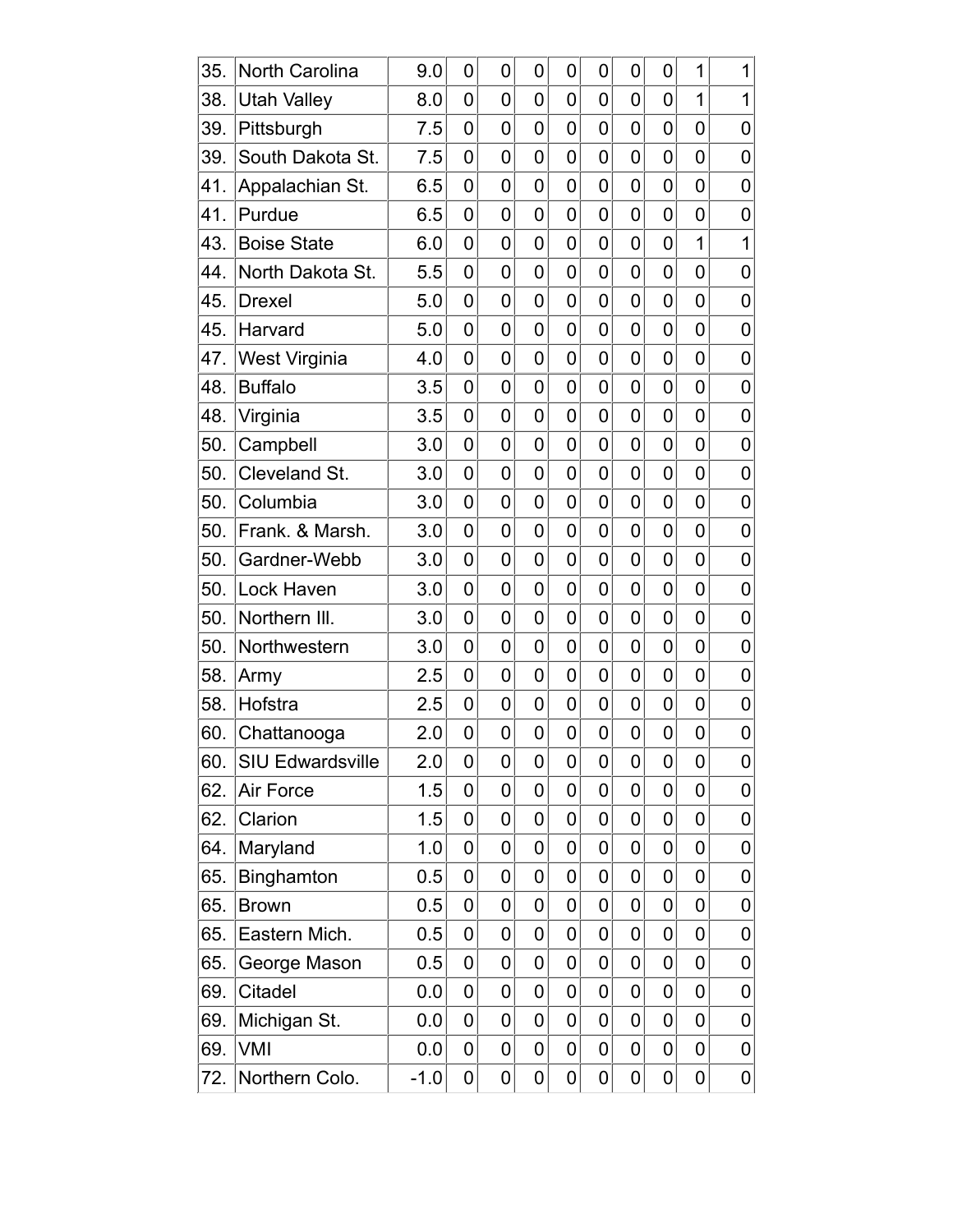| | | | | | | | | | | | |
|---|---|---|---|---|---|---|---|---|---|---|---|
| 35. | North Carolina | 9.0 | 0 | 0 | 0 | 0 | 0 | 0 | 0 | 1 | 1 |
| 38. | Utah Valley | 8.0 | 0 | 0 | 0 | 0 | 0 | 0 | 0 | 1 | 1 |
| 39. | Pittsburgh | 7.5 | 0 | 0 | 0 | 0 | 0 | 0 | 0 | 0 | 0 |
| 39. | South Dakota St. | 7.5 | 0 | 0 | 0 | 0 | 0 | 0 | 0 | 0 | 0 |
| 41. | Appalachian St. | 6.5 | 0 | 0 | 0 | 0 | 0 | 0 | 0 | 0 | 0 |
| 41. | Purdue | 6.5 | 0 | 0 | 0 | 0 | 0 | 0 | 0 | 0 | 0 |
| 43. | Boise State | 6.0 | 0 | 0 | 0 | 0 | 0 | 0 | 0 | 1 | 1 |
| 44. | North Dakota St. | 5.5 | 0 | 0 | 0 | 0 | 0 | 0 | 0 | 0 | 0 |
| 45. | Drexel | 5.0 | 0 | 0 | 0 | 0 | 0 | 0 | 0 | 0 | 0 |
| 45. | Harvard | 5.0 | 0 | 0 | 0 | 0 | 0 | 0 | 0 | 0 | 0 |
| 47. | West Virginia | 4.0 | 0 | 0 | 0 | 0 | 0 | 0 | 0 | 0 | 0 |
| 48. | Buffalo | 3.5 | 0 | 0 | 0 | 0 | 0 | 0 | 0 | 0 | 0 |
| 48. | Virginia | 3.5 | 0 | 0 | 0 | 0 | 0 | 0 | 0 | 0 | 0 |
| 50. | Campbell | 3.0 | 0 | 0 | 0 | 0 | 0 | 0 | 0 | 0 | 0 |
| 50. | Cleveland St. | 3.0 | 0 | 0 | 0 | 0 | 0 | 0 | 0 | 0 | 0 |
| 50. | Columbia | 3.0 | 0 | 0 | 0 | 0 | 0 | 0 | 0 | 0 | 0 |
| 50. | Frank. & Marsh. | 3.0 | 0 | 0 | 0 | 0 | 0 | 0 | 0 | 0 | 0 |
| 50. | Gardner-Webb | 3.0 | 0 | 0 | 0 | 0 | 0 | 0 | 0 | 0 | 0 |
| 50. | Lock Haven | 3.0 | 0 | 0 | 0 | 0 | 0 | 0 | 0 | 0 | 0 |
| 50. | Northern Ill. | 3.0 | 0 | 0 | 0 | 0 | 0 | 0 | 0 | 0 | 0 |
| 50. | Northwestern | 3.0 | 0 | 0 | 0 | 0 | 0 | 0 | 0 | 0 | 0 |
| 58. | Army | 2.5 | 0 | 0 | 0 | 0 | 0 | 0 | 0 | 0 | 0 |
| 58. | Hofstra | 2.5 | 0 | 0 | 0 | 0 | 0 | 0 | 0 | 0 | 0 |
| 60. | Chattanooga | 2.0 | 0 | 0 | 0 | 0 | 0 | 0 | 0 | 0 | 0 |
| 60. | SIU Edwardsville | 2.0 | 0 | 0 | 0 | 0 | 0 | 0 | 0 | 0 | 0 |
| 62. | Air Force | 1.5 | 0 | 0 | 0 | 0 | 0 | 0 | 0 | 0 | 0 |
| 62. | Clarion | 1.5 | 0 | 0 | 0 | 0 | 0 | 0 | 0 | 0 | 0 |
| 64. | Maryland | 1.0 | 0 | 0 | 0 | 0 | 0 | 0 | 0 | 0 | 0 |
| 65. | Binghamton | 0.5 | 0 | 0 | 0 | 0 | 0 | 0 | 0 | 0 | 0 |
| 65. | Brown | 0.5 | 0 | 0 | 0 | 0 | 0 | 0 | 0 | 0 | 0 |
| 65. | Eastern Mich. | 0.5 | 0 | 0 | 0 | 0 | 0 | 0 | 0 | 0 | 0 |
| 65. | George Mason | 0.5 | 0 | 0 | 0 | 0 | 0 | 0 | 0 | 0 | 0 |
| 69. | Citadel | 0.0 | 0 | 0 | 0 | 0 | 0 | 0 | 0 | 0 | 0 |
| 69. | Michigan St. | 0.0 | 0 | 0 | 0 | 0 | 0 | 0 | 0 | 0 | 0 |
| 69. | VMI | 0.0 | 0 | 0 | 0 | 0 | 0 | 0 | 0 | 0 | 0 |
| 72. | Northern Colo. | -1.0 | 0 | 0 | 0 | 0 | 0 | 0 | 0 | 0 | 0 |